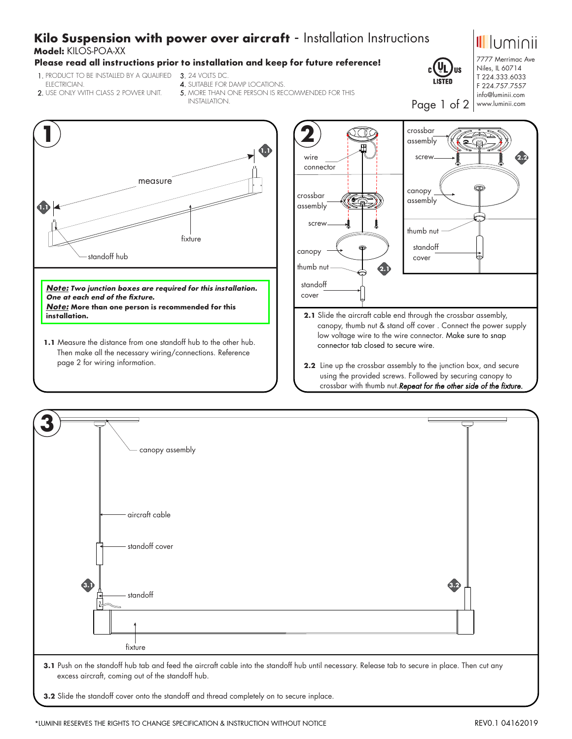# Kilo Suspension with power over aircraft - Installation Instructions

**Model:** KILOS-POA-XX

**Please read all instructions prior to installation and keep for future reference!**

1. PRODUCT TO BE INSTALLED BY A QUALIFIED ELECTRICIAN.
2. USE ONLY WITH CLASS 2 POWER UNIT.
3. 24 VOLTS DC.
4. SUITABLE FOR DAMP LOCATIONS.
5. MORE THAN ONE PERSON IS RECOMMENDED FOR THIS INSTALLATION.

luminii
7777 Merrimac Ave
Niles, IL 60714
T 224.333.6033
F 224.757.7557
info@luminii.com
www.luminii.com

## 1

measure
fixture
standoff hub

***Note:*** ***Two junction boxes are required for this installation. One at each end of the fixture.***
***Note:*** **More than one person is recommended for this installation.**

**1.1** Measure the distance from one standoff hub to the other hub. Then make all the necessary wiring/connections. Reference page 2 for wiring information.

## 2

wire connector
crossbar assembly
screw
canopy
thumb nut
standoff cover
canopy assembly

**2.1** Slide the aircraft cable end through the crossbar assembly, canopy, thumb nut & stand off cover . Connect the power supply low voltage wire to the wire connector. Make sure to snap connector tab closed to secure wire.

**2.2** Line up the crossbar assembly to the junction box, and secure using the provided screws. Followed by securing canopy to crossbar with thumb nut.*Repeat for the other side of the fixture.*

## 3

canopy assembly
aircraft cable
standoff cover
standoff
fixture

**3.1** Push on the standoff hub tab and feed the aircraft cable into the standoff hub until necessary. Release tab to secure in place. Then cut any excess aircraft, coming out of the standoff hub.

**3.2** Slide the standoff cover onto the standoff and thread completely on to secure inplace.

*LUMINII RESERVES THE RIGHTS TO CHANGE SPECIFICATION & INSTRUCTION WITHOUT NOTICE

REV0.1 04162019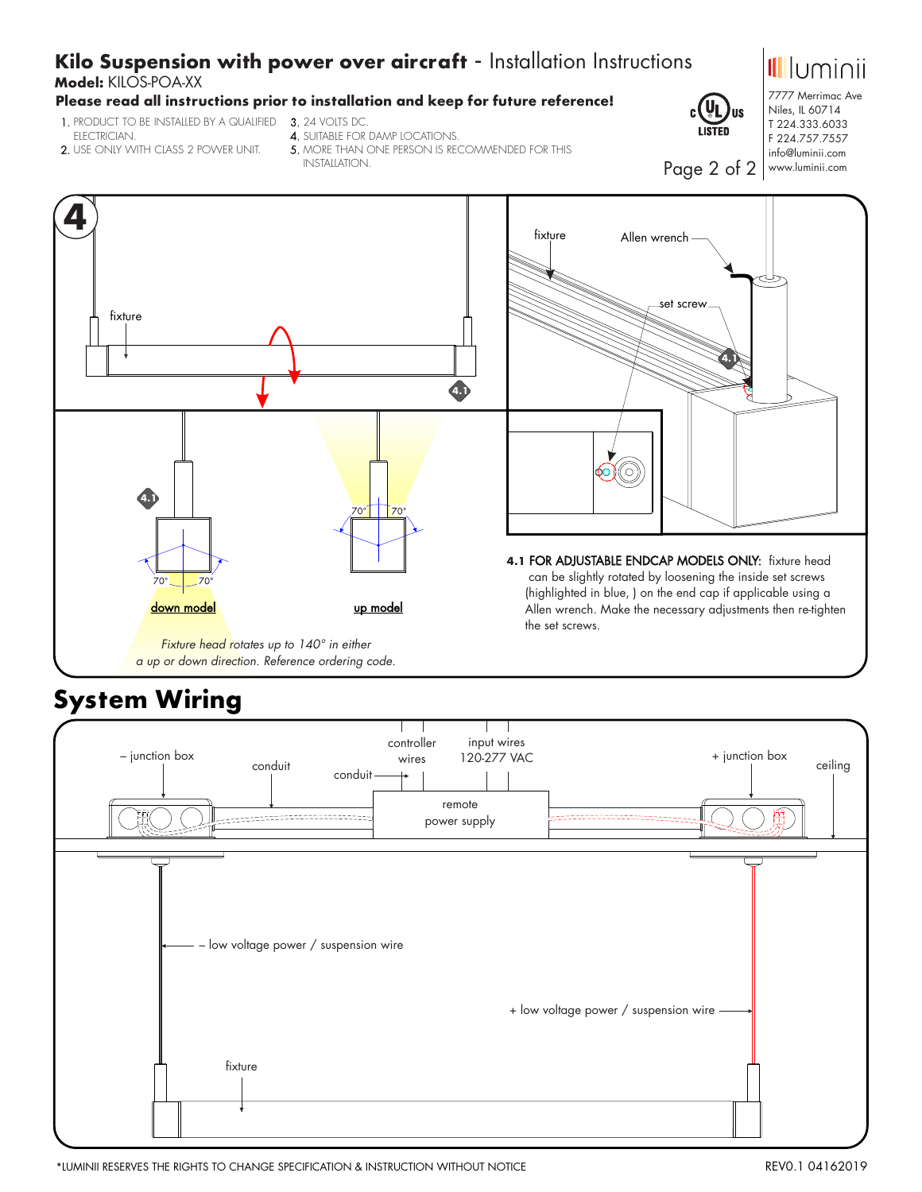# Kilo Suspension with power over aircraft - Installation Instructions

**Model:** KILOS-POA-XX

**Please read all instructions prior to installation and keep for future reference!**

1. PRODUCT TO BE INSTALLED BY A QUALIFIED ELECTRICIAN.
2. USE ONLY WITH CLASS 2 POWER UNIT.
3. 24 VOLTS DC.
4. SUITABLE FOR DAMP LOCATIONS.
5. MORE THAN ONE PERSON IS RECOMMENDED FOR THIS INSTALLATION.

luminii
7777 Merrimac Ave
Niles, IL 60714
T 224.333.6033
F 224.757.7557
info@luminii.com
www.luminii.com

## 4

fixture

4.1

fixture

Allen wrench

set screw

4.1

4.1

70° 70°

down model

70° 70°

up model

*Fixture head rotates up to 140° in either a up or down direction. Reference ordering code.*

**4.1** FOR ADJUSTABLE ENDCAP MODELS ONLY: fixture head can be slightly rotated by loosening the inside set screws (highlighted in blue, ) on the end cap if applicable using a Allen wrench. Make the necessary adjustments then re-tighten the set screws.

## System Wiring

– junction box

conduit

controller wires

input wires 120-277 VAC

conduit

remote power supply

+ junction box

ceiling

– low voltage power / suspension wire

+ low voltage power / suspension wire

fixture

*LUMINII RESERVES THE RIGHTS TO CHANGE SPECIFICATION & INSTRUCTION WITHOUT NOTICE

REV0.1 04162019